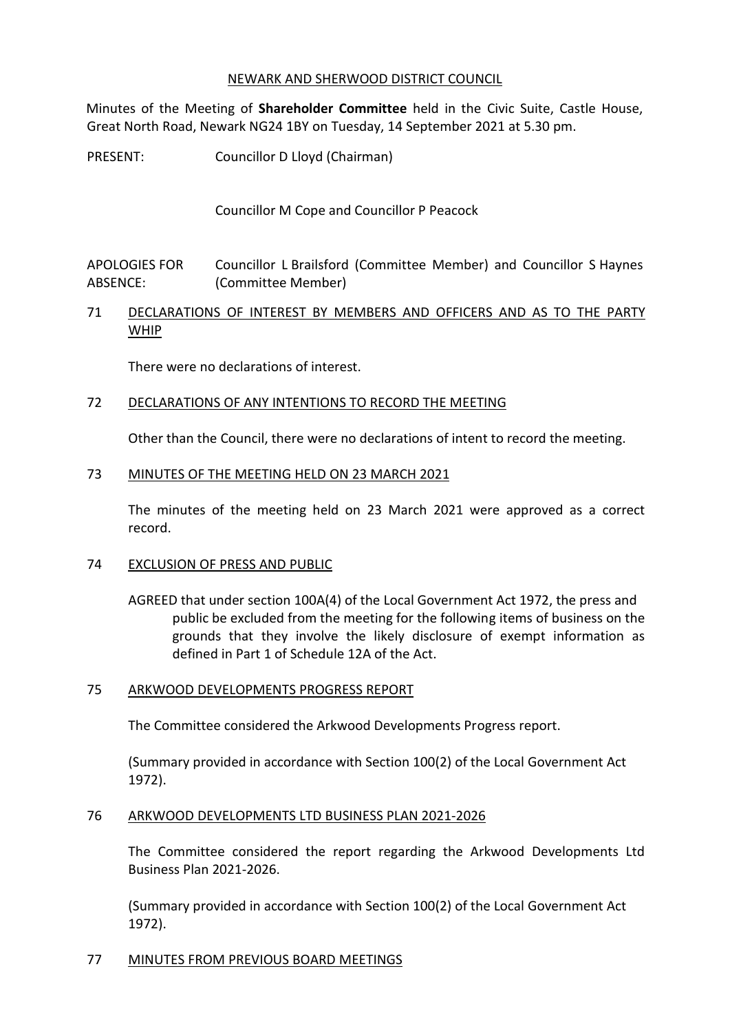NEWARK AND SHERWOOD DISTRICT COUNCIL

Minutes of the Meeting of **Shareholder Committee** held in the Civic Suite, Castle House, Great North Road, Newark NG24 1BY on Tuesday, 14 September 2021 at 5.30 pm.

PRESENT: Councillor D Lloyd (Chairman)

Councillor M Cope and Councillor P Peacock

APOLOGIES FOR ABSENCE: Councillor L Brailsford (Committee Member) and Councillor S Haynes (Committee Member)

## 71 DECLARATIONS OF INTEREST BY MEMBERS AND OFFICERS AND AS TO THE PARTY WHIP

There were no declarations of interest.

## 72 DECLARATIONS OF ANY INTENTIONS TO RECORD THE MEETING

Other than the Council, there were no declarations of intent to record the meeting.

## 73 MINUTES OF THE MEETING HELD ON 23 MARCH 2021

The minutes of the meeting held on 23 March 2021 were approved as a correct record.

## 74 EXCLUSION OF PRESS AND PUBLIC

AGREED that under section 100A(4) of the Local Government Act 1972, the press and public be excluded from the meeting for the following items of business on the grounds that they involve the likely disclosure of exempt information as defined in Part 1 of Schedule 12A of the Act.

## 75 ARKWOOD DEVELOPMENTS PROGRESS REPORT

The Committee considered the Arkwood Developments Progress report.

(Summary provided in accordance with Section 100(2) of the Local Government Act 1972).

## 76 ARKWOOD DEVELOPMENTS LTD BUSINESS PLAN 2021-2026

The Committee considered the report regarding the Arkwood Developments Ltd Business Plan 2021-2026.

(Summary provided in accordance with Section 100(2) of the Local Government Act 1972).

## 77 MINUTES FROM PREVIOUS BOARD MEETINGS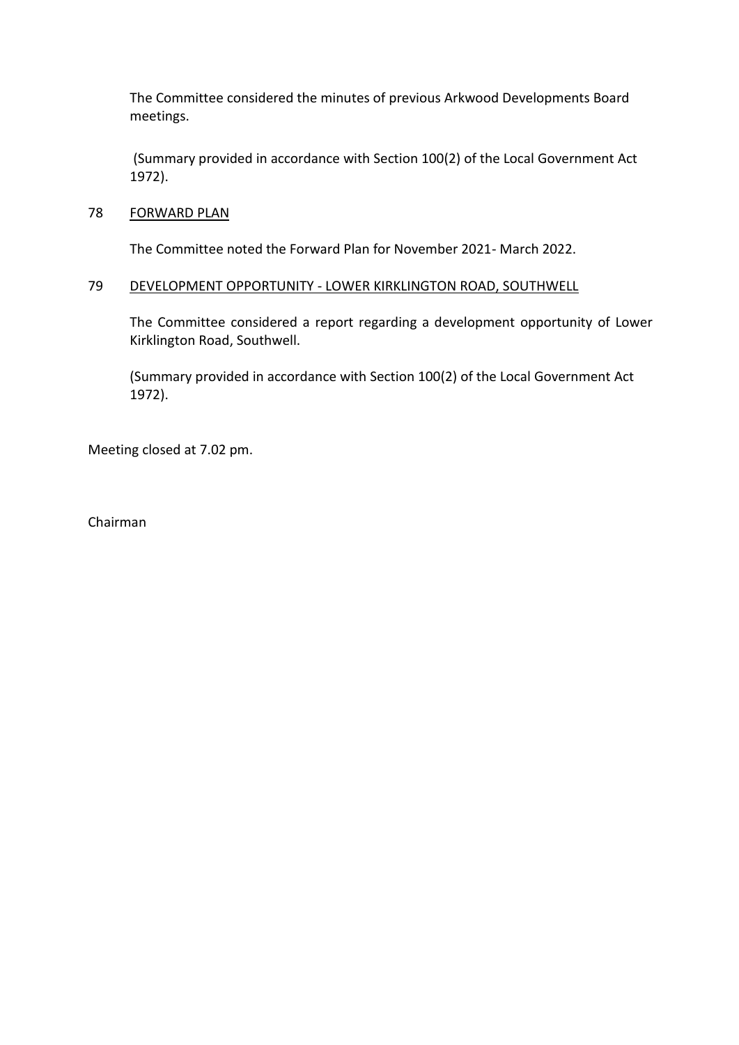The Committee considered the minutes of previous Arkwood Developments Board meetings.

(Summary provided in accordance with Section 100(2) of the Local Government Act 1972).

## 78 FORWARD PLAN

The Committee noted the Forward Plan for November 2021- March 2022.

## 79 DEVELOPMENT OPPORTUNITY - LOWER KIRKLINGTON ROAD, SOUTHWELL

The Committee considered a report regarding a development opportunity of Lower Kirklington Road, Southwell.

(Summary provided in accordance with Section 100(2) of the Local Government Act 1972).

Meeting closed at 7.02 pm.

Chairman